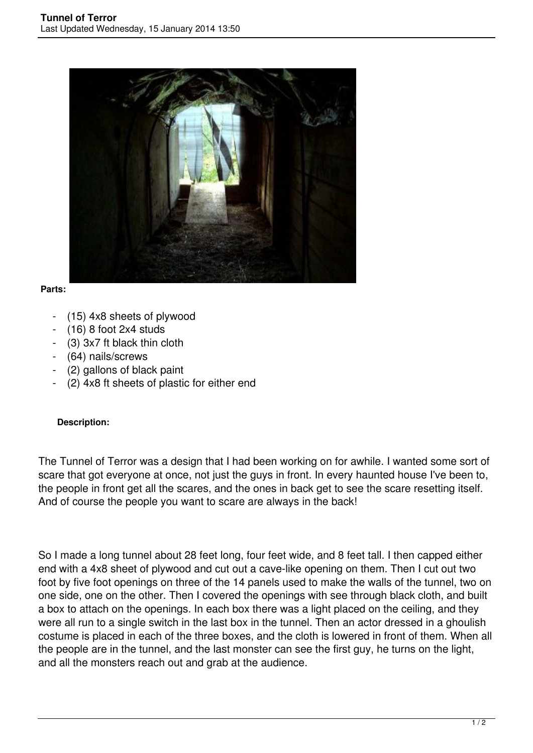**Parts:**

- (15) 4x8 sheets of plywood
- (16) 8 foot 2x4 studs
- (3) 3x7 ft black thin cloth
- (64) nails/screws
- (2) gallons of black paint
- (2) 4x8 ft sheets of plastic for either end

**Description:**

The Tunnel of Terror was a design that I had been working on for awhile. I wanted some sort of scare that got everyone at once, not just the guys in front. In every haunted house I've been to, the people in front get all the scares, and the ones in back get to see the scare resetting itself. And of course the people you want to scare are always in the back!

So I made a long tunnel about 28 feet long, four feet wide, and 8 feet tall. I then capped either end with a 4x8 sheet of plywood and cut out a cave-like opening on them. Then I cut out two foot by five foot openings on three of the 14 panels used to make the walls of the tunnel, two on one side, one on the other. Then I covered the openings with see through black cloth, and built a box to attach on the openings. In each box there was a light placed on the ceiling, and they were all run to a single switch in the last box in the tunnel. Then an actor dressed in a ghoulish costume is placed in each of the three boxes, and the cloth is lowered in front of them. When all the people are in the tunnel, and the last monster can see the first guy, he turns on the light, and all the monsters reach out and grab at the audience.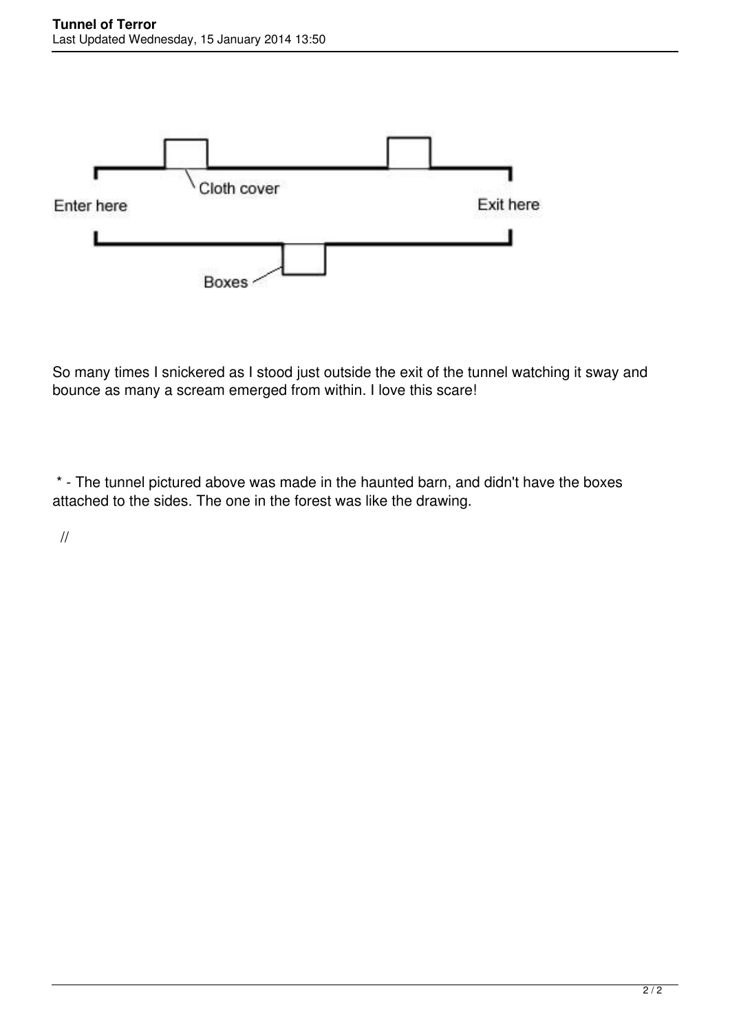Cloth cover

Enter here

Exit here

Boxes

So many times I snickered as I stood just outside the exit of the tunnel watching it sway and bounce as many a scream emerged from within. I love this scare!

* - The tunnel pictured above was made in the haunted barn, and didn't have the boxes attached to the sides. The one in the forest was like the drawing.

//